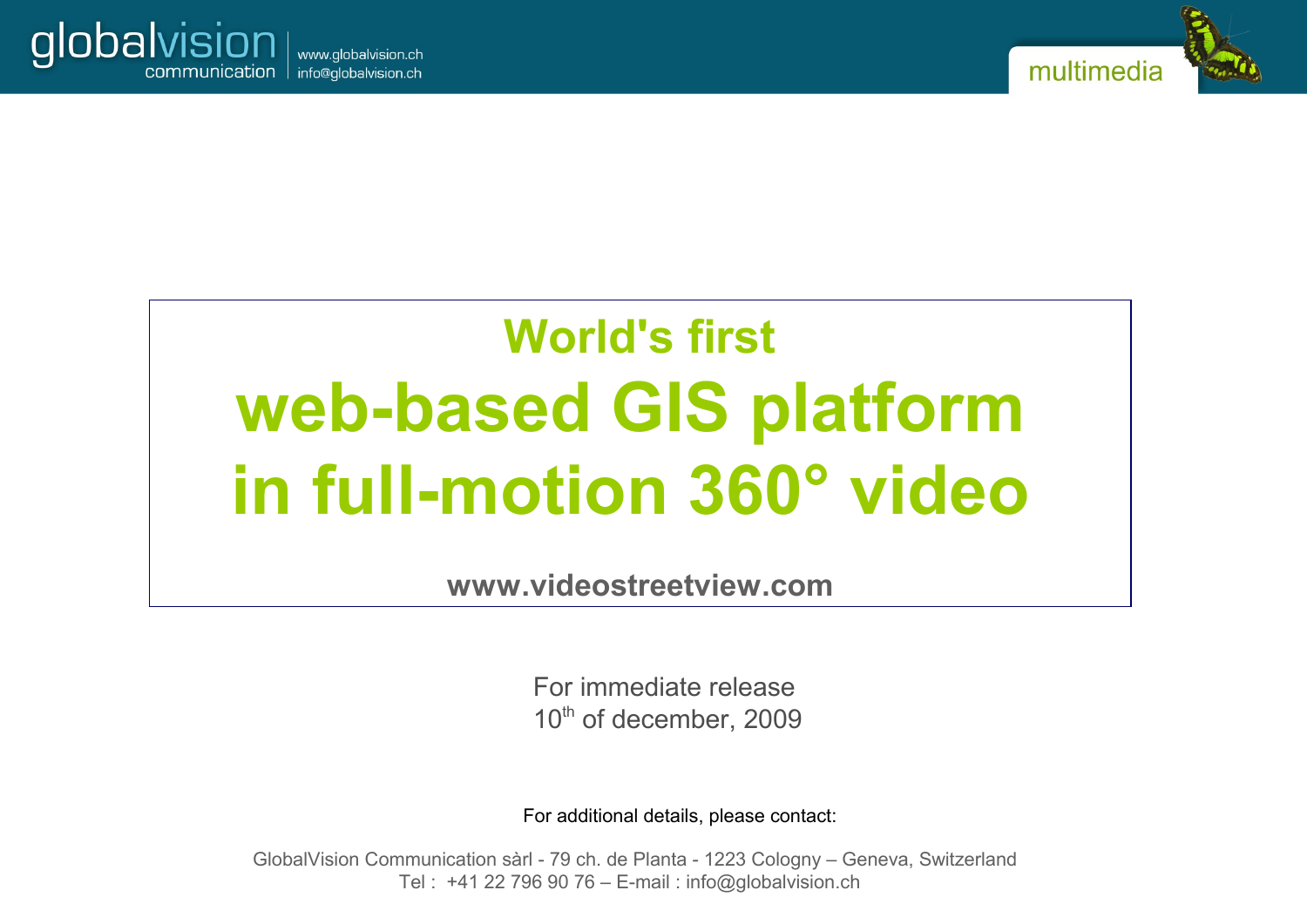globalvision communication | www.globalvision.ch | info@globalvision.ch

multimedia

# World's first
# web-based GIS platform in full-motion 360° video

**www.videostreetview.com**

For immediate release
10th of december, 2009

For additional details, please contact:

GlobalVision Communication sàrl - 79 ch. de Planta - 1223 Cologny – Geneva, Switzerland
Tel : +41 22 796 90 76 – E-mail : info@globalvision.ch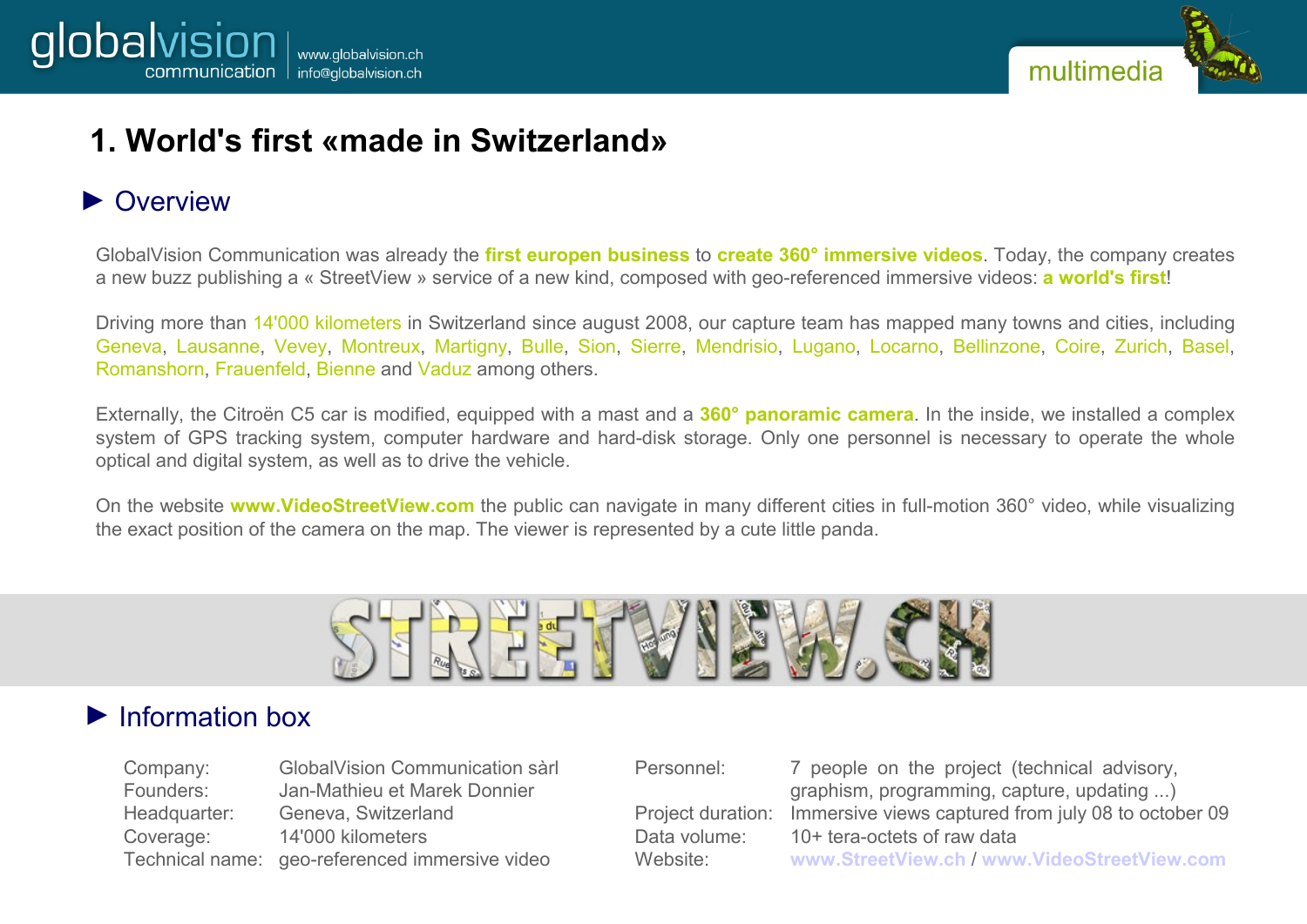# 1. World's first «made in Switzerland»

## ► Overview

GlobalVision Communication was already the **first europen business** to **create 360° immersive videos**. Today, the company creates a new buzz publishing a « StreetView » service of a new kind, composed with geo-referenced immersive videos: **a world's first**!

Driving more than 14'000 kilometers in Switzerland since august 2008, our capture team has mapped many towns and cities, including Geneva, Lausanne, Vevey, Montreux, Martigny, Bulle, Sion, Sierre, Mendrisio, Lugano, Locarno, Bellinzone, Coire, Zurich, Basel, Romanshorn, Frauenfeld, Bienne and Vaduz among others.

Externally, the Citroën C5 car is modified, equipped with a mast and a **360° panoramic camera**. In the inside, we installed a complex system of GPS tracking system, computer hardware and hard-disk storage. Only one personnel is necessary to operate the whole optical and digital system, as well as to drive the vehicle.

On the website **www.VideoStreetView.com** the public can navigate in many different cities in full-motion 360° video, while visualizing the exact position of the camera on the map. The viewer is represented by a cute little panda.

STREETVIEW.CH

## ► Information box

| | |
|---|---|
| Company: | GlobalVision Communication sàrl |
| Founders: | Jan-Mathieu et Marek Donnier |
| Headquarter: | Geneva, Switzerland |
| Coverage: | 14'000 kilometers |
| Technical name: | geo-referenced immersive video |
| Personnel: | 7 people on the project (technical advisory, graphism, programming, capture, updating ...) |
| Project duration: | Immersive views captured from july 08 to october 09 |
| Data volume: | 10+ tera-octets of raw data |
| Website: | **www.StreetView.ch** / **www.VideoStreetView.com** |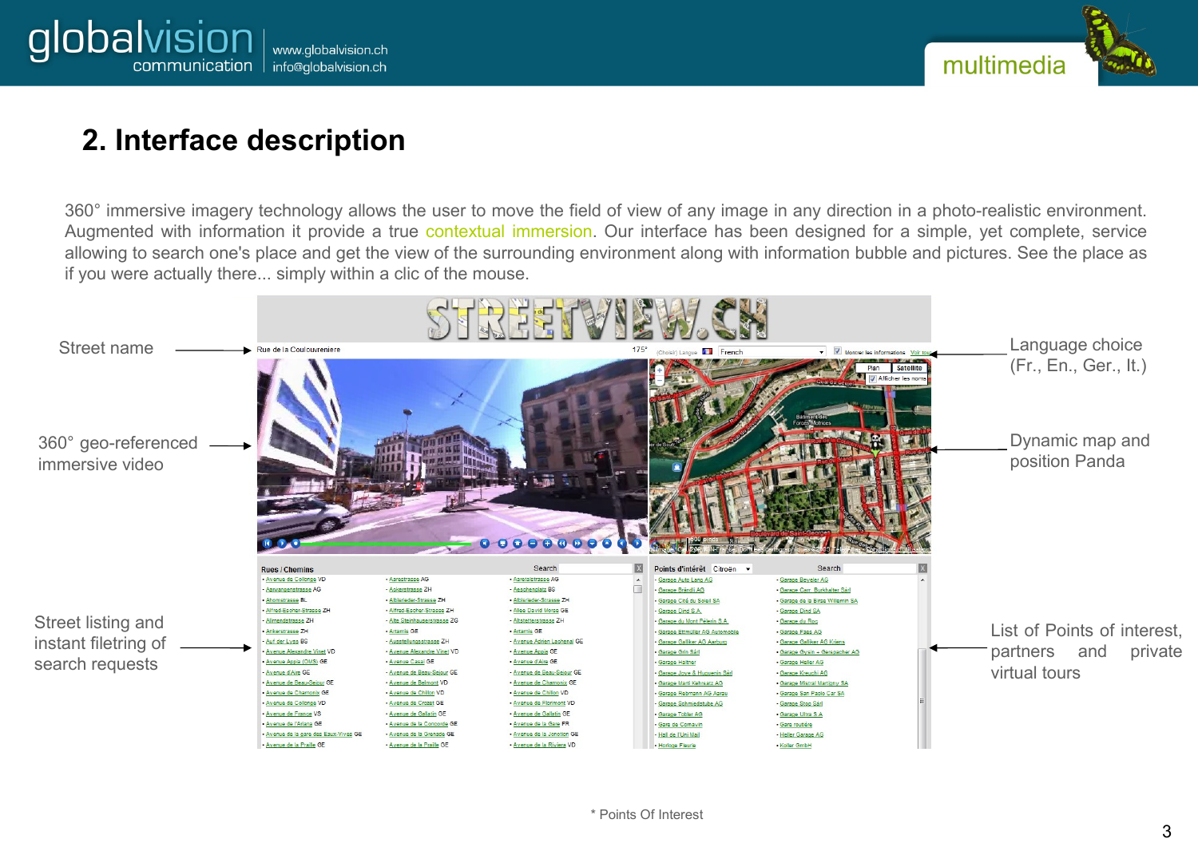## 2. Interface description

360° immersive imagery technology allows the user to move the field of view of any image in any direction in a photo-realistic environment. Augmented with information it provide a true contextual immersion. Our interface has been designed for a simple, yet complete, service allowing to search one's place and get the view of the surrounding environment along with information bubble and pictures. See the place as if you were actually there... simply within a clic of the mouse.

Street name

360° geo-referenced immersive video

Street listing and instant filetring of search requests

Language choice (Fr., En., Ger., It.)

Dynamic map and position Panda

List of Points of interest, partners and private virtual tours

* Points Of Interest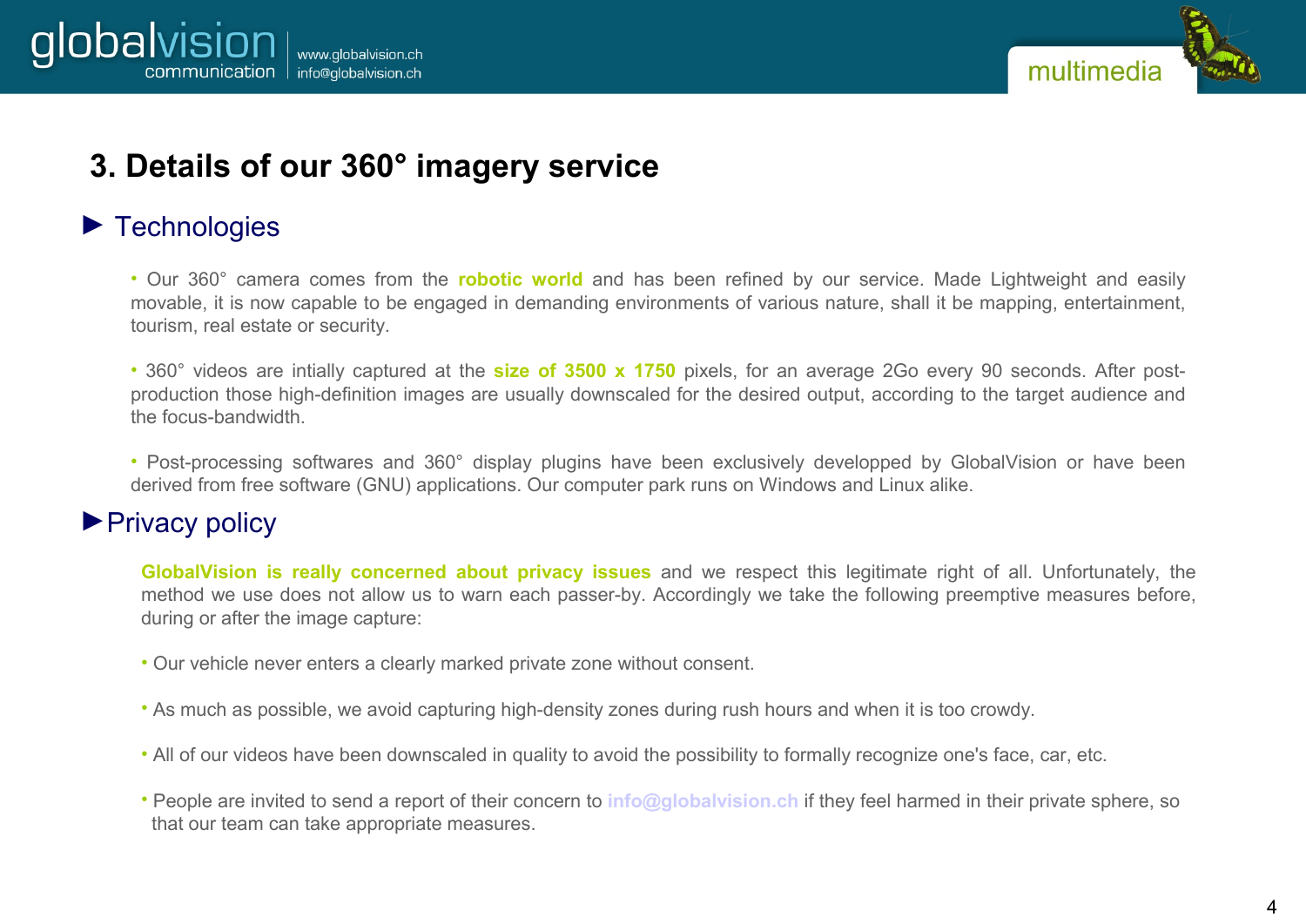# 3. Details of our 360° imagery service

## ► Technologies

- Our 360° camera comes from the **robotic world** and has been refined by our service. Made Lightweight and easily movable, it is now capable to be engaged in demanding environments of various nature, shall it be mapping, entertainment, tourism, real estate or security.

- 360° videos are intially captured at the **size of 3500 x 1750** pixels, for an average 2Go every 90 seconds. After post-production those high-definition images are usually downscaled for the desired output, according to the target audience and the focus-bandwidth.

- Post-processing softwares and 360° display plugins have been exclusively developped by GlobalVision or have been derived from free software (GNU) applications. Our computer park runs on Windows and Linux alike.

## ►Privacy policy

**GlobalVision is really concerned about privacy issues** and we respect this legitimate right of all. Unfortunately, the method we use does not allow us to warn each passer-by. Accordingly we take the following preemptive measures before, during or after the image capture:

- Our vehicle never enters a clearly marked private zone without consent.

- As much as possible, we avoid capturing high-density zones during rush hours and when it is too crowdy.

- All of our videos have been downscaled in quality to avoid the possibility to formally recognize one's face, car, etc.

- People are invited to send a report of their concern to **info@globalvision.ch** if they feel harmed in their private sphere, so that our team can take appropriate measures.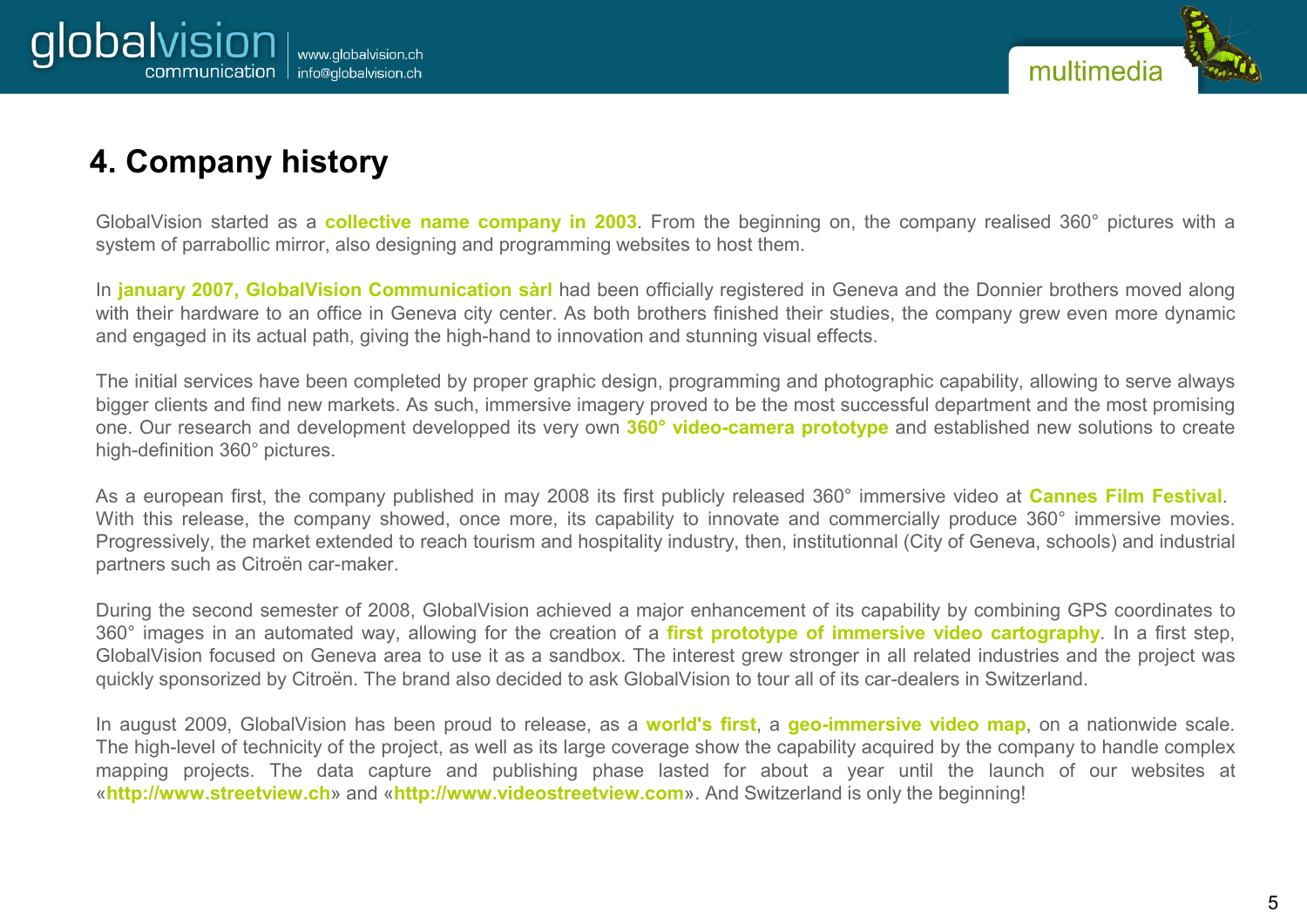# 4. Company history

GlobalVision started as a **collective name company in 2003**. From the beginning on, the company realised 360° pictures with a system of parrabollic mirror, also designing and programming websites to host them.

In **january 2007, GlobalVision Communication sàrl** had been officially registered in Geneva and the Donnier brothers moved along with their hardware to an office in Geneva city center. As both brothers finished their studies, the company grew even more dynamic and engaged in its actual path, giving the high-hand to innovation and stunning visual effects.

The initial services have been completed by proper graphic design, programming and photographic capability, allowing to serve always bigger clients and find new markets. As such, immersive imagery proved to be the most successful department and the most promising one. Our research and development developped its very own **360° video-camera prototype** and established new solutions to create high-definition 360° pictures.

As a european first, the company published in may 2008 its first publicly released 360° immersive video at **Cannes Film Festival**. With this release, the company showed, once more, its capability to innovate and commercially produce 360° immersive movies. Progressively, the market extended to reach tourism and hospitality industry, then, institutionnal (City of Geneva, schools) and industrial partners such as Citroën car-maker.

During the second semester of 2008, GlobalVision achieved a major enhancement of its capability by combining GPS coordinates to 360° images in an automated way, allowing for the creation of a **first prototype of immersive video cartography**. In a first step, GlobalVision focused on Geneva area to use it as a sandbox. The interest grew stronger in all related industries and the project was quickly sponsorized by Citroën. The brand also decided to ask GlobalVision to tour all of its car-dealers in Switzerland.

In august 2009, GlobalVision has been proud to release, as a **world's first**, a **geo-immersive video map**, on a nationwide scale. The high-level of technicity of the project, as well as its large coverage show the capability acquired by the company to handle complex mapping projects. The data capture and publishing phase lasted for about a year until the launch of our websites at «**http://www.streetview.ch**» and «**http://www.videostreetview.com**». And Switzerland is only the beginning!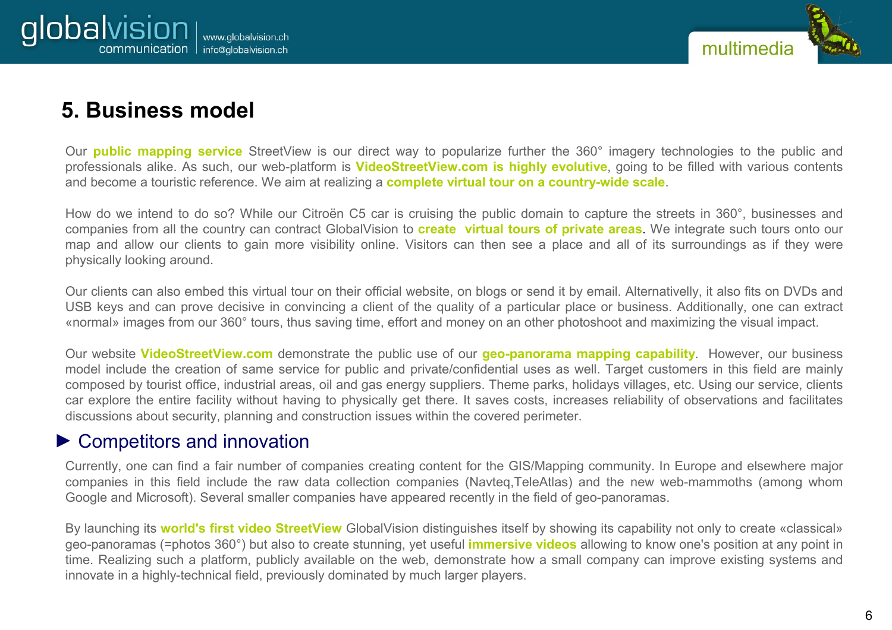# 5. Business model

Our **public mapping service** StreetView is our direct way to popularize further the 360° imagery technologies to the public and professionals alike. As such, our web-platform is **VideoStreetView.com is highly evolutive**, going to be filled with various contents and become a touristic reference. We aim at realizing a **complete virtual tour on a country-wide scale**.

How do we intend to do so? While our Citroën C5 car is cruising the public domain to capture the streets in 360°, businesses and companies from all the country can contract GlobalVision to **create virtual tours of private areas**. We integrate such tours onto our map and allow our clients to gain more visibility online. Visitors can then see a place and all of its surroundings as if they were physically looking around.

Our clients can also embed this virtual tour on their official website, on blogs or send it by email. Alternativelly, it also fits on DVDs and USB keys and can prove decisive in convincing a client of the quality of a particular place or business. Additionally, one can extract «normal» images from our 360° tours, thus saving time, effort and money on an other photoshoot and maximizing the visual impact.

Our website **VideoStreetView.com** demonstrate the public use of our **geo-panorama mapping capability**. However, our business model include the creation of same service for public and private/confidential uses as well. Target customers in this field are mainly composed by tourist office, industrial areas, oil and gas energy suppliers. Theme parks, holidays villages, etc. Using our service, clients car explore the entire facility without having to physically get there. It saves costs, increases reliability of observations and facilitates discussions about security, planning and construction issues within the covered perimeter.

## ► Competitors and innovation

Currently, one can find a fair number of companies creating content for the GIS/Mapping community. In Europe and elsewhere major companies in this field include the raw data collection companies (Navteq,TeleAtlas) and the new web-mammoths (among whom Google and Microsoft). Several smaller companies have appeared recently in the field of geo-panoramas.

By launching its **world's first video StreetView** GlobalVision distinguishes itself by showing its capability not only to create «classical» geo-panoramas (=photos 360°) but also to create stunning, yet useful **immersive videos** allowing to know one's position at any point in time. Realizing such a platform, publicly available on the web, demonstrate how a small company can improve existing systems and innovate in a highly-technical field, previously dominated by much larger players.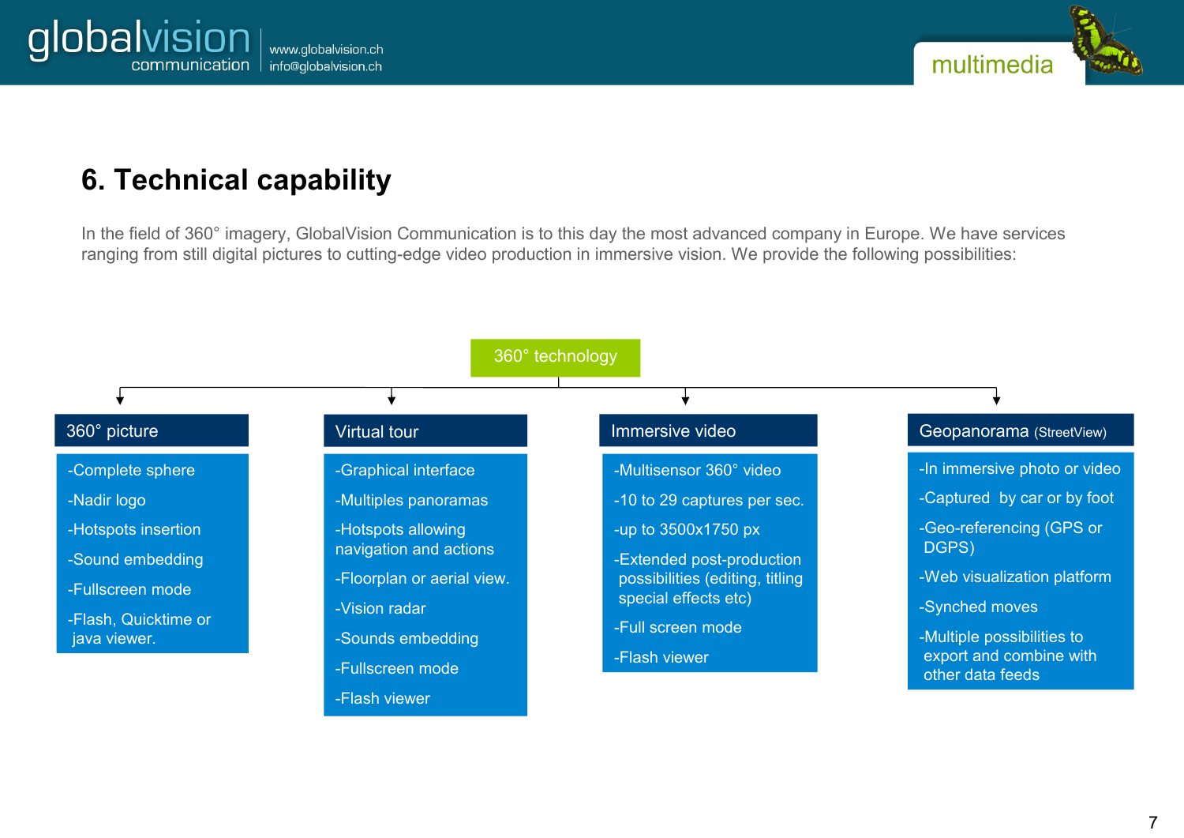## 6. Technical capability

In the field of 360° imagery, GlobalVision Communication is to this day the most advanced company in Europe. We have services ranging from still digital pictures to cutting-edge video production in immersive vision. We provide the following possibilities:

**360° technology**

### 360° picture

- -Complete sphere
- -Nadir logo
- -Hotspots insertion
- -Sound embedding
- -Fullscreen mode
- -Flash, Quicktime or java viewer.

### Virtual tour

- -Graphical interface
- -Multiples panoramas
- -Hotspots allowing navigation and actions
- -Floorplan or aerial view.
- -Vision radar
- -Sounds embedding
- -Fullscreen mode
- -Flash viewer

### Immersive video

- -Multisensor 360° video
- -10 to 29 captures per sec.
- -up to 3500x1750 px
- -Extended post-production possibilities (editing, titling special effects etc)
- -Full screen mode
- -Flash viewer

### Geopanorama (StreetView)

- -In immersive photo or video
- -Captured by car or by foot
- -Geo-referencing (GPS or DGPS)
- -Web visualization platform
- -Synched moves
- -Multiple possibilities to export and combine with other data feeds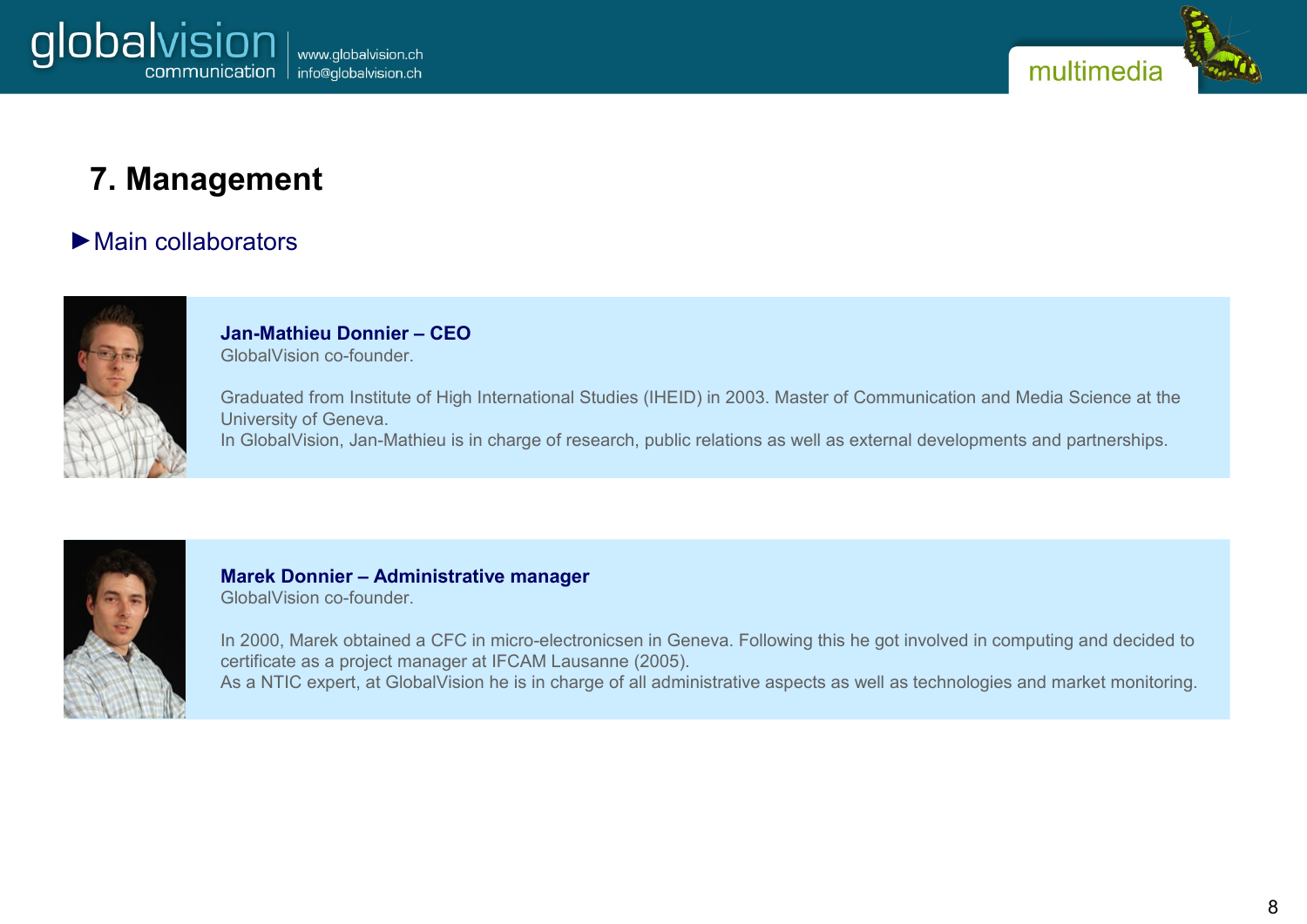# 7. Management

## ►Main collaborators

**Jan-Mathieu Donnier – CEO**
GlobalVision co-founder.

Graduated from Institute of High International Studies (IHEID) in 2003. Master of Communication and Media Science at the University of Geneva.
In GlobalVision, Jan-Mathieu is in charge of research, public relations as well as external developments and partnerships.

**Marek Donnier – Administrative manager**
GlobalVision co-founder.

In 2000, Marek obtained a CFC in micro-electronicsen in Geneva. Following this he got involved in computing and decided to certificate as a project manager at IFCAM Lausanne (2005).
As a NTIC expert, at GlobalVision he is in charge of all administrative aspects as well as technologies and market monitoring.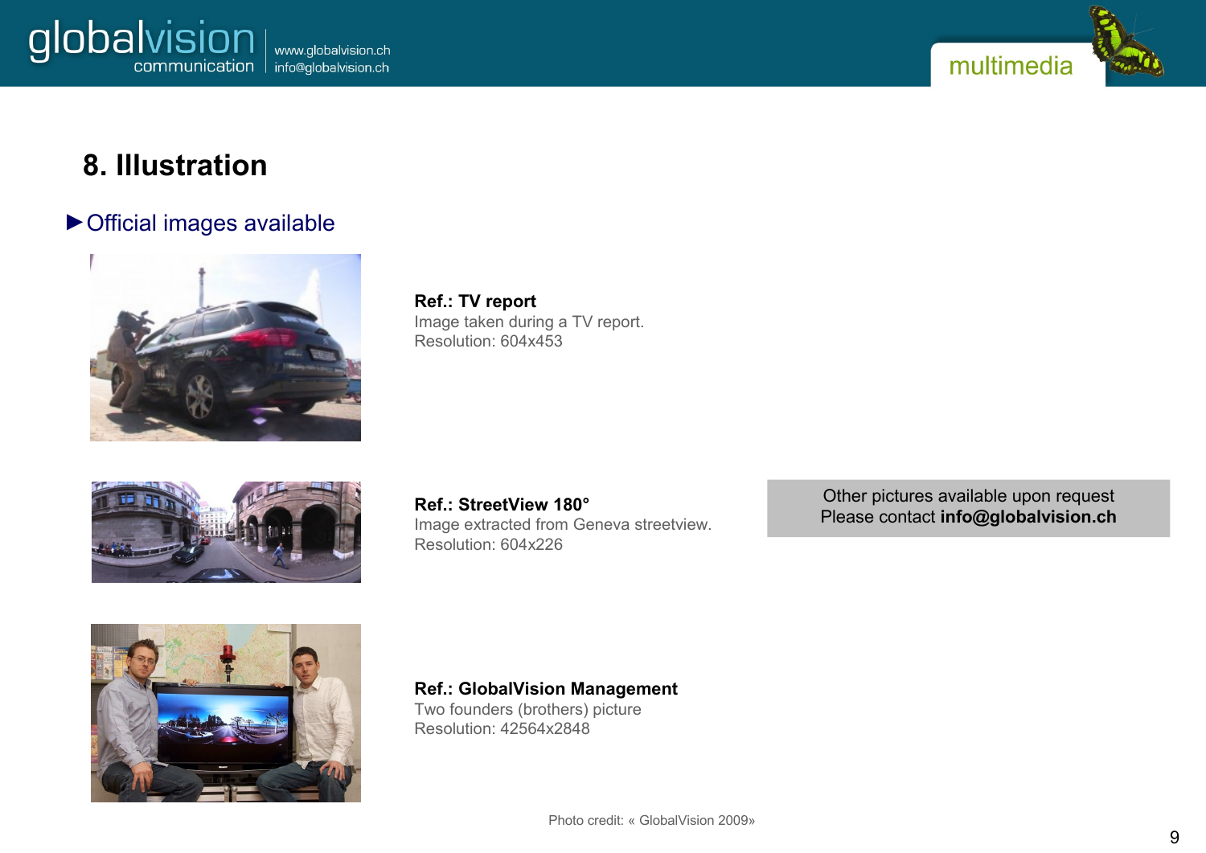# 8. Illustration

► Official images available

**Ref.: TV report**
Image taken during a TV report.
Resolution: 604x453

**Ref.: StreetView 180°**
Image extracted from Geneva streetview.
Resolution: 604x226

Other pictures available upon request
Please contact **info@globalvision.ch**

**Ref.: GlobalVision Management**
Two founders (brothers) picture
Resolution: 42564x2848

Photo credit: « GlobalVision 2009»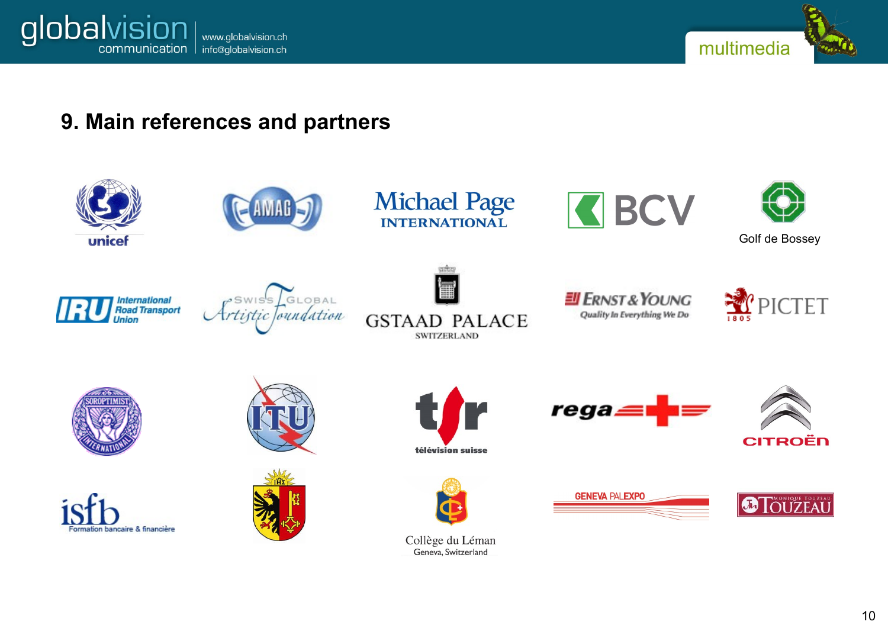## 9. Main references and partners

unicef

AMAG

Michael Page INTERNATIONAL

BCV

Golf de Bossey

IRU International Road Transport Union

Swiss Global Artistic Foundation

GSTAAD PALACE SWITZERLAND

ERNST & YOUNG Quality In Everything We Do

PICTET 1805

Soroptimist International

ITU

tsr télévision suisse

rega

CITROËN

isfb Formation bancaire & financière

Collège du Léman Geneva, Switzerland

GENEVA PALEXPO

Monique Touzeau TOUZEAU